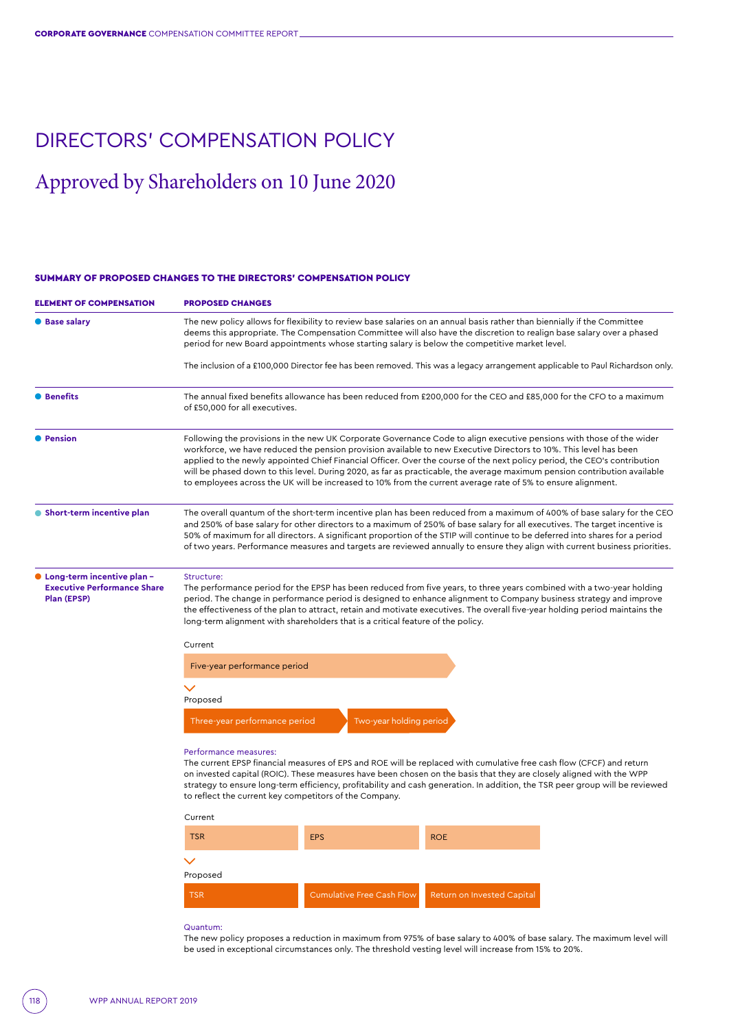# DIRECTORS' COMPENSATION POLICY

## Approved by Shareholders on 10 June 2020

### SUMMARY OF PROPOSED CHANGES TO THE DIRECTORS' COMPENSATION POLICY

| ELEMENT OF COMPENSATION | PROPOSED CHANGES |
|---|---|
| **Base salary** | The new policy allows for flexibility to review base salaries on an annual basis rather than biennially if the Committee deems this appropriate. The Compensation Committee will also have the discretion to realign base salary over a phased period for new Board appointments whose starting salary is below the competitive market level.<br><br>The inclusion of a £100,000 Director fee has been removed. This was a legacy arrangement applicable to Paul Richardson only. |
| **Benefits** | The annual fixed benefits allowance has been reduced from £200,000 for the CEO and £85,000 for the CFO to a maximum of £50,000 for all executives. |
| **Pension** | Following the provisions in the new UK Corporate Governance Code to align executive pensions with those of the wider workforce, we have reduced the pension provision available to new Executive Directors to 10%. This level has been applied to the newly appointed Chief Financial Officer. Over the course of the next policy period, the CEO's contribution will be phased down to this level. During 2020, as far as practicable, the average maximum pension contribution available to employees across the UK will be increased to 10% from the current average rate of 5% to ensure alignment. |
| **Short-term incentive plan** | The overall quantum of the short-term incentive plan has been reduced from a maximum of 400% of base salary for the CEO and 250% of base salary for other directors to a maximum of 250% of base salary for all executives. The target incentive is 50% of maximum for all directors. A significant proportion of the STIP will continue to be deferred into shares for a period of two years. Performance measures and targets are reviewed annually to ensure they align with current business priorities. |
| **Long-term incentive plan – Executive Performance Share Plan (EPSP)** | Structure:<br>The performance period for the EPSP has been reduced from five years, to three years combined with a two-year holding period. The change in performance period is designed to enhance alignment to Company business strategy and improve the effectiveness of the plan to attract, retain and motivate executives. The overall five-year holding period maintains the long-term alignment with shareholders that is a critical feature of the policy.<br><br>Current: Five-year performance period<br>Proposed: Three-year performance period → Two-year holding period<br><br>Performance measures:<br>The current EPSP financial measures of EPS and ROE will be replaced with cumulative free cash flow (CFCF) and return on invested capital (ROIC). These measures have been chosen on the basis that they are closely aligned with the WPP strategy to ensure long-term efficiency, profitability and cash generation. In addition, the TSR peer group will be reviewed to reflect the current key competitors of the Company.<br><br>Current: TSR, EPS, ROE<br>Proposed: TSR, Cumulative Free Cash Flow, Return on Invested Capital<br><br>Quantum:<br>The new policy proposes a reduction in maximum from 975% of base salary to 400% of base salary. The maximum level will be used in exceptional circumstances only. The threshold vesting level will increase from 15% to 20%. |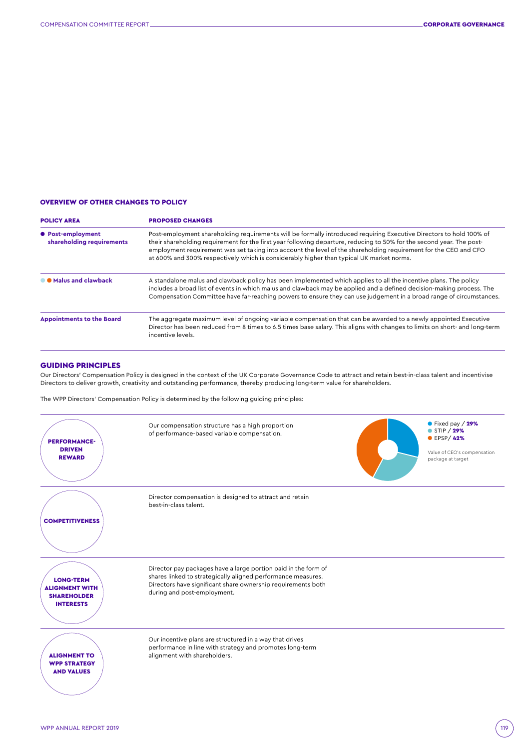## OVERVIEW OF OTHER CHANGES TO POLICY

| POLICY AREA | PROPOSED CHANGES |
|---|---|
| ● Post-employment shareholding requirements | Post-employment shareholding requirements will be formally introduced requiring Executive Directors to hold 100% of their shareholding requirement for the first year following departure, reducing to 50% for the second year. The post-employment requirement was set taking into account the level of the shareholding requirement for the CEO and CFO at 600% and 300% respectively which is considerably higher than typical UK market norms. |
| ● ● Malus and clawback | A standalone malus and clawback policy has been implemented which applies to all the incentive plans. The policy includes a broad list of events in which malus and clawback may be applied and a defined decision-making process. The Compensation Committee have far-reaching powers to ensure they can use judgement in a broad range of circumstances. |
| Appointments to the Board | The aggregate maximum level of ongoing variable compensation that can be awarded to a newly appointed Executive Director has been reduced from 8 times to 6.5 times base salary. This aligns with changes to limits on short- and long-term incentive levels. |

## GUIDING PRINCIPLES

Our Directors' Compensation Policy is designed in the context of the UK Corporate Governance Code to attract and retain best-in-class talent and incentivise Directors to deliver growth, creativity and outstanding performance, thereby producing long-term value for shareholders.

The WPP Directors' Compensation Policy is determined by the following guiding principles:

**PERFORMANCE-DRIVEN REWARD**

Our compensation structure has a high proportion of performance-based variable compensation.

- Fixed pay / **29%**
- STIP / **29%**
- EPSP/ **42%**

Value of CEO's compensation package at target

**COMPETITIVENESS**

Director compensation is designed to attract and retain best-in-class talent.

**LONG-TERM ALIGNMENT WITH SHAREHOLDER INTERESTS**

Director pay packages have a large portion paid in the form of shares linked to strategically aligned performance measures. Directors have significant share ownership requirements both during and post-employment.

**ALIGNMENT TO WPP STRATEGY AND VALUES**

Our incentive plans are structured in a way that drives performance in line with strategy and promotes long-term alignment with shareholders.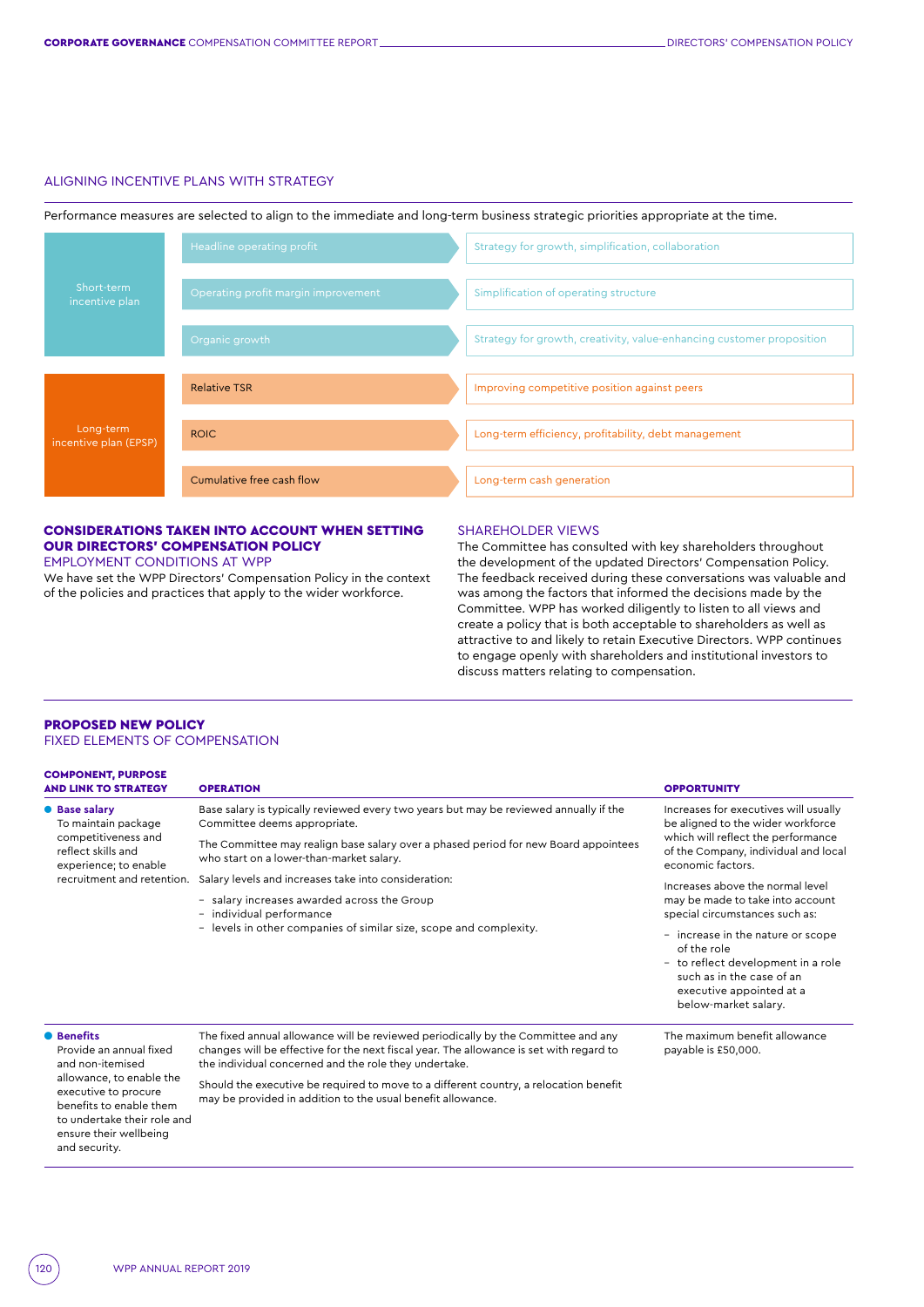## ALIGNING INCENTIVE PLANS WITH STRATEGY

Performance measures are selected to align to the immediate and long-term business strategic priorities appropriate at the time.

| Plan | Measure | Strategic link |
| --- | --- | --- |
| Short-term incentive plan | Headline operating profit | Strategy for growth, simplification, collaboration |
| | Operating profit margin improvement | Simplification of operating structure |
| | Organic growth | Strategy for growth, creativity, value-enhancing customer proposition |
| Long-term incentive plan (EPSP) | Relative TSR | Improving competitive position against peers |
| | ROIC | Long-term efficiency, profitability, debt management |
| | Cumulative free cash flow | Long-term cash generation |

## CONSIDERATIONS TAKEN INTO ACCOUNT WHEN SETTING OUR DIRECTORS' COMPENSATION POLICY

### EMPLOYMENT CONDITIONS AT WPP

We have set the WPP Directors' Compensation Policy in the context of the policies and practices that apply to the wider workforce.

### SHAREHOLDER VIEWS

The Committee has consulted with key shareholders throughout the development of the updated Directors' Compensation Policy. The feedback received during these conversations was valuable and was among the factors that informed the decisions made by the Committee. WPP has worked diligently to listen to all views and create a policy that is both acceptable to shareholders as well as attractive to and likely to retain Executive Directors. WPP continues to engage openly with shareholders and institutional investors to discuss matters relating to compensation.

## PROPOSED NEW POLICY

### FIXED ELEMENTS OF COMPENSATION

| COMPONENT, PURPOSE AND LINK TO STRATEGY | OPERATION | OPPORTUNITY |
| --- | --- | --- |
| **Base salary**<br>To maintain package competitiveness and reflect skills and experience; to enable recruitment and retention. | Base salary is typically reviewed every two years but may be reviewed annually if the Committee deems appropriate.<br><br>The Committee may realign base salary over a phased period for new Board appointees who start on a lower-than-market salary.<br><br>Salary levels and increases take into consideration:<br>– salary increases awarded across the Group<br>– individual performance<br>– levels in other companies of similar size, scope and complexity. | Increases for executives will usually be aligned to the wider workforce which will reflect the performance of the Company, individual and local economic factors.<br><br>Increases above the normal level may be made to take into account special circumstances such as:<br>– increase in the nature or scope of the role<br>– to reflect development in a role such as in the case of an executive appointed at a below-market salary. |
| **Benefits**<br>Provide an annual fixed and non-itemised allowance, to enable the executive to procure benefits to enable them to undertake their role and ensure their wellbeing and security. | The fixed annual allowance will be reviewed periodically by the Committee and any changes will be effective for the next fiscal year. The allowance is set with regard to the individual concerned and the role they undertake.<br><br>Should the executive be required to move to a different country, a relocation benefit may be provided in addition to the usual benefit allowance. | The maximum benefit allowance payable is £50,000. |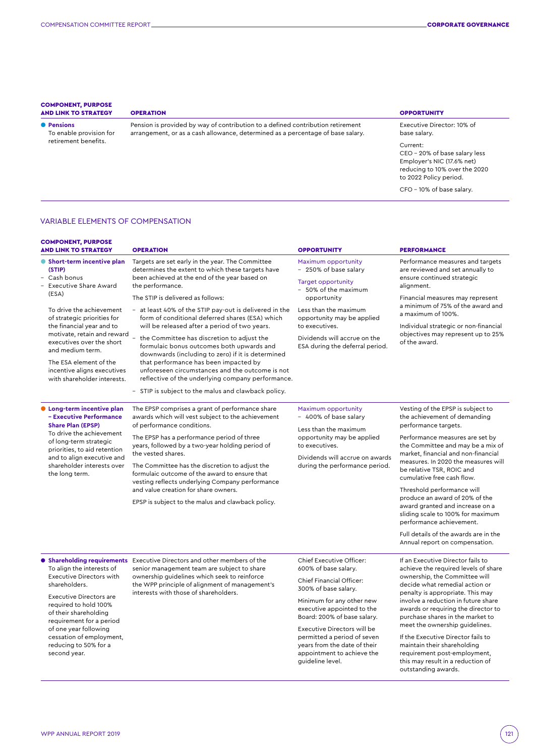| COMPONENT, PURPOSE AND LINK TO STRATEGY | OPERATION | OPPORTUNITY |
|---|---|---|
| **Pensions**<br>To enable provision for retirement benefits. | Pension is provided by way of contribution to a defined contribution retirement arrangement, or as a cash allowance, determined as a percentage of base salary. | Executive Director: 10% of base salary.<br><br>Current:<br>CEO – 20% of base salary less Employer's NIC (17.6% net) reducing to 10% over the 2020 to 2022 Policy period.<br><br>CFO – 10% of base salary. |

## VARIABLE ELEMENTS OF COMPENSATION

| COMPONENT, PURPOSE AND LINK TO STRATEGY | OPERATION | OPPORTUNITY | PERFORMANCE |
|---|---|---|---|
| **Short-term incentive plan (STIP)**<br>– Cash bonus<br>– Executive Share Award (ESA)<br><br>To drive the achievement of strategic priorities for the financial year and to motivate, retain and reward executives over the short and medium term.<br><br>The ESA element of the incentive aligns executives with shareholder interests. | Targets are set early in the year. The Committee determines the extent to which these targets have been achieved at the end of the year based on the performance.<br><br>The STIP is delivered as follows:<br><br>– at least 40% of the STIP pay-out is delivered in the form of conditional deferred shares (ESA) which will be released after a period of two years.<br>– the Committee has discretion to adjust the formulaic bonus outcomes both upwards and downwards (including to zero) if it is determined that performance has been impacted by unforeseen circumstances and the outcome is not reflective of the underlying company performance.<br>– STIP is subject to the malus and clawback policy. | Maximum opportunity<br>– 250% of base salary<br><br>Target opportunity<br>– 50% of the maximum opportunity<br><br>Less than the maximum opportunity may be applied to executives.<br><br>Dividends will accrue on the ESA during the deferral period. | Performance measures and targets are reviewed and set annually to ensure continued strategic alignment.<br><br>Financial measures may represent a minimum of 75% of the award and a maximum of 100%.<br><br>Individual strategic or non-financial objectives may represent up to 25% of the award. |
| **Long-term incentive plan – Executive Performance Share Plan (EPSP)**<br>To drive the achievement of long-term strategic priorities, to aid retention and to align executive and shareholder interests over the long term. | The EPSP comprises a grant of performance share awards which will vest subject to the achievement of performance conditions.<br><br>The EPSP has a performance period of three years, followed by a two-year holding period of the vested shares.<br><br>The Committee has the discretion to adjust the formulaic outcome of the award to ensure that vesting reflects underlying Company performance and value creation for share owners.<br><br>EPSP is subject to the malus and clawback policy. | Maximum opportunity<br>– 400% of base salary<br><br>Less than the maximum opportunity may be applied to executives.<br><br>Dividends will accrue on awards during the performance period. | Vesting of the EPSP is subject to the achievement of demanding performance targets.<br><br>Performance measures are set by the Committee and may be a mix of market, financial and non-financial measures. In 2020 the measures will be relative TSR, ROIC and cumulative free cash flow.<br><br>Threshold performance will produce an award of 20% of the award granted and increase on a sliding scale to 100% for maximum performance achievement.<br><br>Full details of the awards are in the Annual report on compensation. |
| **Shareholding requirements**<br>To align the interests of Executive Directors with shareholders.<br><br>Executive Directors are required to hold 100% of their shareholding requirement for a period of one year following cessation of employment, reducing to 50% for a second year. | Executive Directors and other members of the senior management team are subject to share ownership guidelines which seek to reinforce the WPP principle of alignment of management's interests with those of shareholders. | Chief Executive Officer: 600% of base salary.<br><br>Chief Financial Officer: 300% of base salary.<br><br>Minimum for any other new executive appointed to the Board: 200% of base salary.<br><br>Executive Directors will be permitted a period of seven years from the date of their appointment to achieve the guideline level. | If an Executive Director fails to achieve the required levels of share ownership, the Committee will decide what remedial action or penalty is appropriate. This may involve a reduction in future share awards or requiring the director to purchase shares in the market to meet the ownership guidelines.<br><br>If the Executive Director fails to maintain their shareholding requirement post-employment, this may result in a reduction of outstanding awards. |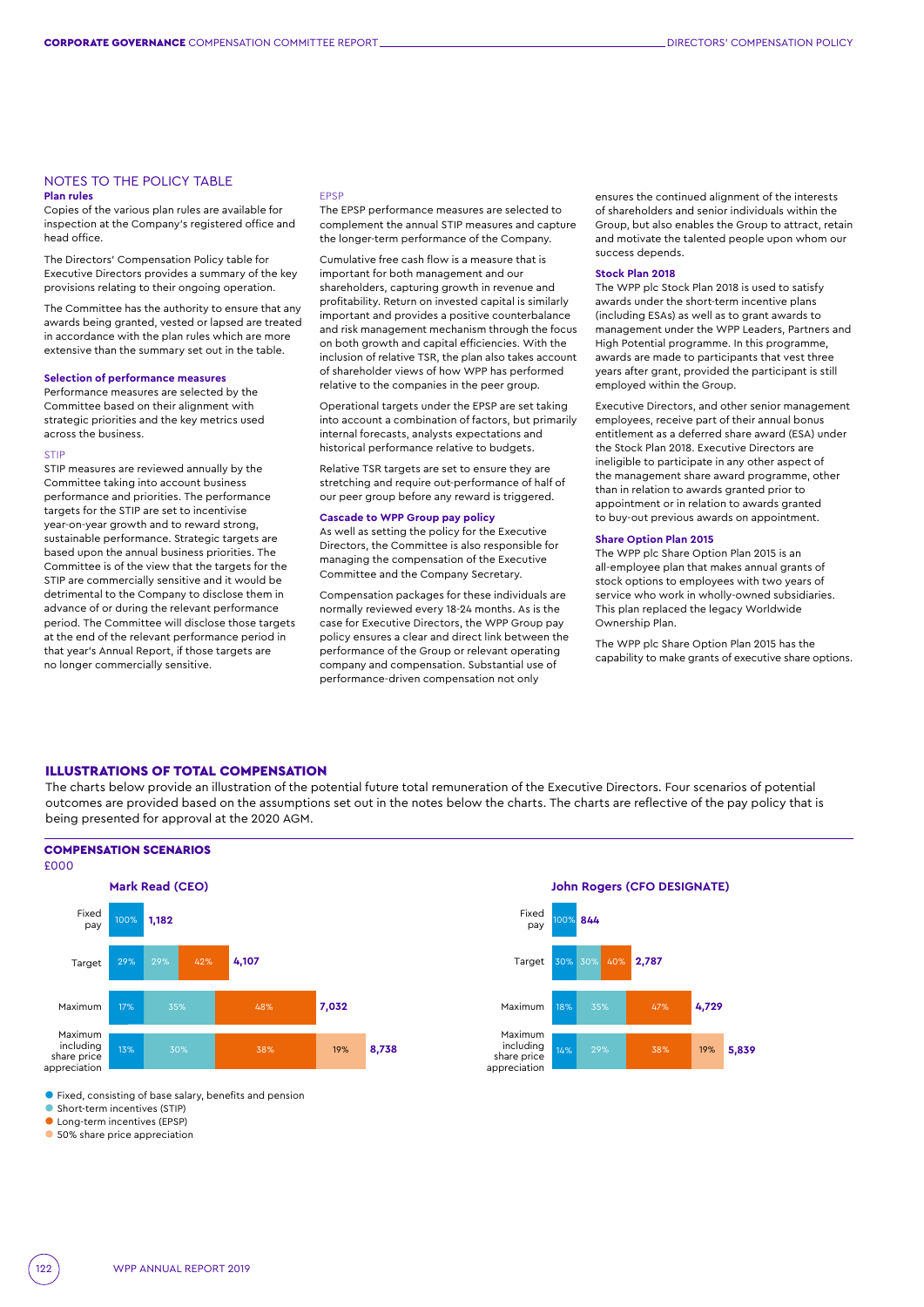## NOTES TO THE POLICY TABLE

**Plan rules**

Copies of the various plan rules are available for inspection at the Company's registered office and head office.

The Directors' Compensation Policy table for Executive Directors provides a summary of the key provisions relating to their ongoing operation.

The Committee has the authority to ensure that any awards being granted, vested or lapsed are treated in accordance with the plan rules which are more extensive than the summary set out in the table.

**Selection of performance measures**

Performance measures are selected by the Committee based on their alignment with strategic priorities and the key metrics used across the business.

STIP

STIP measures are reviewed annually by the Committee taking into account business performance and priorities. The performance targets for the STIP are set to incentivise year-on-year growth and to reward strong, sustainable performance. Strategic targets are based upon the annual business priorities. The Committee is of the view that the targets for the STIP are commercially sensitive and it would be detrimental to the Company to disclose them in advance of or during the relevant performance period. The Committee will disclose those targets at the end of the relevant performance period in that year's Annual Report, if those targets are no longer commercially sensitive.

EPSP

The EPSP performance measures are selected to complement the annual STIP measures and capture the longer-term performance of the Company.

Cumulative free cash flow is a measure that is important for both management and our shareholders, capturing growth in revenue and profitability. Return on invested capital is similarly important and provides a positive counterbalance and risk management mechanism through the focus on both growth and capital efficiencies. With the inclusion of relative TSR, the plan also takes account of shareholder views of how WPP has performed relative to the companies in the peer group.

Operational targets under the EPSP are set taking into account a combination of factors, but primarily internal forecasts, analysts expectations and historical performance relative to budgets.

Relative TSR targets are set to ensure they are stretching and require out-performance of half of our peer group before any reward is triggered.

**Cascade to WPP Group pay policy**

As well as setting the policy for the Executive Directors, the Committee is also responsible for managing the compensation of the Executive Committee and the Company Secretary.

Compensation packages for these individuals are normally reviewed every 18-24 months. As is the case for Executive Directors, the WPP Group pay policy ensures a clear and direct link between the performance of the Group or relevant operating company and compensation. Substantial use of performance-driven compensation not only ensures the continued alignment of the interests of shareholders and senior individuals within the Group, but also enables the Group to attract, retain and motivate the talented people upon whom our success depends.

**Stock Plan 2018**

The WPP plc Stock Plan 2018 is used to satisfy awards under the short-term incentive plans (including ESAs) as well as to grant awards to management under the WPP Leaders, Partners and High Potential programme. In this programme, awards are made to participants that vest three years after grant, provided the participant is still employed within the Group.

Executive Directors, and other senior management employees, receive part of their annual bonus entitlement as a deferred share award (ESA) under the Stock Plan 2018. Executive Directors are ineligible to participate in any other aspect of the management share award programme, other than in relation to awards granted prior to appointment or in relation to awards granted to buy-out previous awards on appointment.

**Share Option Plan 2015**

The WPP plc Share Option Plan 2015 is an all-employee plan that makes annual grants of stock options to employees with two years of service who work in wholly-owned subsidiaries. This plan replaced the legacy Worldwide Ownership Plan.

The WPP plc Share Option Plan 2015 has the capability to make grants of executive share options.

## ILLUSTRATIONS OF TOTAL COMPENSATION

The charts below provide an illustration of the potential future total remuneration of the Executive Directors. Four scenarios of potential outcomes are provided based on the assumptions set out in the notes below the charts. The charts are reflective of the pay policy that is being presented for approval at the 2020 AGM.

### COMPENSATION SCENARIOS

£000

**Mark Read (CEO)**

| Scenario | Fixed pay | Short-term incentives (STIP) | Long-term incentives (EPSP) | 50% share price appreciation | Total |
|---|---|---|---|---|---|
| Fixed pay | 100% | | | | 1,182 |
| Target | 29% | 29% | 42% | | 4,107 |
| Maximum | 17% | 35% | 48% | | 7,032 |
| Maximum including share price appreciation | 13% | 30% | 38% | 19% | 8,738 |

**John Rogers (CFO DESIGNATE)**

| Scenario | Fixed pay | Short-term incentives (STIP) | Long-term incentives (EPSP) | 50% share price appreciation | Total |
|---|---|---|---|---|---|
| Fixed pay | 100% | | | | 844 |
| Target | 30% | 30% | 40% | | 2,787 |
| Maximum | 18% | 35% | 47% | | 4,729 |
| Maximum including share price appreciation | 14% | 29% | 38% | 19% | 5,839 |

- Fixed, consisting of base salary, benefits and pension
- Short-term incentives (STIP)
- Long-term incentives (EPSP)
- 50% share price appreciation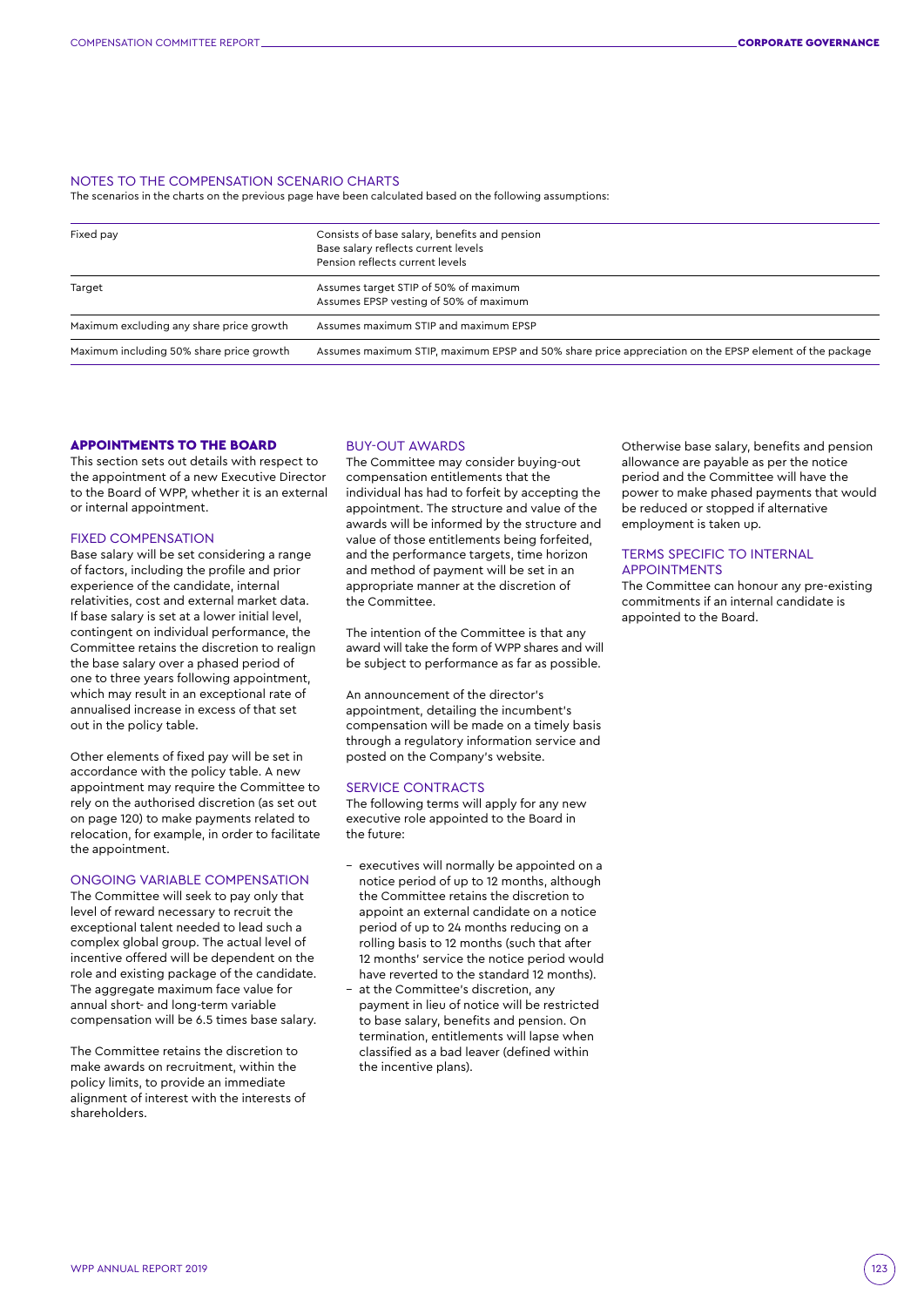## NOTES TO THE COMPENSATION SCENARIO CHARTS

The scenarios in the charts on the previous page have been calculated based on the following assumptions:

| | |
|---|---|
| Fixed pay | Consists of base salary, benefits and pension<br>Base salary reflects current levels<br>Pension reflects current levels |
| Target | Assumes target STIP of 50% of maximum<br>Assumes EPSP vesting of 50% of maximum |
| Maximum excluding any share price growth | Assumes maximum STIP and maximum EPSP |
| Maximum including 50% share price growth | Assumes maximum STIP, maximum EPSP and 50% share price appreciation on the EPSP element of the package |

## APPOINTMENTS TO THE BOARD

This section sets out details with respect to the appointment of a new Executive Director to the Board of WPP, whether it is an external or internal appointment.

### FIXED COMPENSATION

Base salary will be set considering a range of factors, including the profile and prior experience of the candidate, internal relativities, cost and external market data. If base salary is set at a lower initial level, contingent on individual performance, the Committee retains the discretion to realign the base salary over a phased period of one to three years following appointment, which may result in an exceptional rate of annualised increase in excess of that set out in the policy table.

Other elements of fixed pay will be set in accordance with the policy table. A new appointment may require the Committee to rely on the authorised discretion (as set out on page 120) to make payments related to relocation, for example, in order to facilitate the appointment.

### ONGOING VARIABLE COMPENSATION

The Committee will seek to pay only that level of reward necessary to recruit the exceptional talent needed to lead such a complex global group. The actual level of incentive offered will be dependent on the role and existing package of the candidate. The aggregate maximum face value for annual short- and long-term variable compensation will be 6.5 times base salary.

The Committee retains the discretion to make awards on recruitment, within the policy limits, to provide an immediate alignment of interest with the interests of shareholders.

### BUY-OUT AWARDS

The Committee may consider buying-out compensation entitlements that the individual has had to forfeit by accepting the appointment. The structure and value of the awards will be informed by the structure and value of those entitlements being forfeited, and the performance targets, time horizon and method of payment will be set in an appropriate manner at the discretion of the Committee.

The intention of the Committee is that any award will take the form of WPP shares and will be subject to performance as far as possible.

An announcement of the director's appointment, detailing the incumbent's compensation will be made on a timely basis through a regulatory information service and posted on the Company's website.

### SERVICE CONTRACTS

The following terms will apply for any new executive role appointed to the Board in the future:

- executives will normally be appointed on a notice period of up to 12 months, although the Committee retains the discretion to appoint an external candidate on a notice period of up to 24 months reducing on a rolling basis to 12 months (such that after 12 months' service the notice period would have reverted to the standard 12 months).
- at the Committee's discretion, any payment in lieu of notice will be restricted to base salary, benefits and pension. On termination, entitlements will lapse when classified as a bad leaver (defined within the incentive plans).

Otherwise base salary, benefits and pension allowance are payable as per the notice period and the Committee will have the power to make phased payments that would be reduced or stopped if alternative employment is taken up.

### TERMS SPECIFIC TO INTERNAL APPOINTMENTS

The Committee can honour any pre-existing commitments if an internal candidate is appointed to the Board.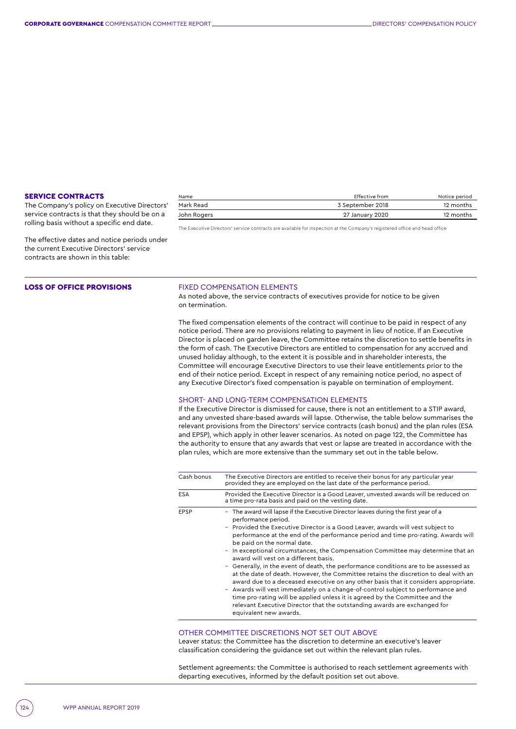## SERVICE CONTRACTS

The Company's policy on Executive Directors' service contracts is that they should be on a rolling basis without a specific end date.

The effective dates and notice periods under the current Executive Directors' service contracts are shown in this table:

| Name | Effective from | Notice period |
| --- | --- | --- |
| Mark Read | 3 September 2018 | 12 months |
| John Rogers | 27 January 2020 | 12 months |

The Executive Directors' service contracts are available for inspection at the Company's registered office and head office

## LOSS OF OFFICE PROVISIONS

### FIXED COMPENSATION ELEMENTS

As noted above, the service contracts of executives provide for notice to be given on termination.

The fixed compensation elements of the contract will continue to be paid in respect of any notice period. There are no provisions relating to payment in lieu of notice. If an Executive Director is placed on garden leave, the Committee retains the discretion to settle benefits in the form of cash. The Executive Directors are entitled to compensation for any accrued and unused holiday although, to the extent it is possible and in shareholder interests, the Committee will encourage Executive Directors to use their leave entitlements prior to the end of their notice period. Except in respect of any remaining notice period, no aspect of any Executive Director's fixed compensation is payable on termination of employment.

### SHORT- AND LONG-TERM COMPENSATION ELEMENTS

If the Executive Director is dismissed for cause, there is not an entitlement to a STIP award, and any unvested share-based awards will lapse. Otherwise, the table below summarises the relevant provisions from the Directors' service contracts (cash bonus) and the plan rules (ESA and EPSP), which apply in other leaver scenarios. As noted on page 122, the Committee has the authority to ensure that any awards that vest or lapse are treated in accordance with the plan rules, which are more extensive than the summary set out in the table below.

| | |
| --- | --- |
| Cash bonus | The Executive Directors are entitled to receive their bonus for any particular year provided they are employed on the last date of the performance period. |
| ESA | Provided the Executive Director is a Good Leaver, unvested awards will be reduced on a time pro-rata basis and paid on the vesting date. |
| EPSP | – The award will lapse if the Executive Director leaves during the first year of a performance period.<br>– Provided the Executive Director is a Good Leaver, awards will vest subject to performance at the end of the performance period and time pro-rating. Awards will be paid on the normal date.<br>– In exceptional circumstances, the Compensation Committee may determine that an award will vest on a different basis.<br>– Generally, in the event of death, the performance conditions are to be assessed as at the date of death. However, the Committee retains the discretion to deal with an award due to a deceased executive on any other basis that it considers appropriate.<br>– Awards will vest immediately on a change-of-control subject to performance and time pro-rating will be applied unless it is agreed by the Committee and the relevant Executive Director that the outstanding awards are exchanged for equivalent new awards. |

### OTHER COMMITTEE DISCRETIONS NOT SET OUT ABOVE

Leaver status: the Committee has the discretion to determine an executive's leaver classification considering the guidance set out within the relevant plan rules.

Settlement agreements: the Committee is authorised to reach settlement agreements with departing executives, informed by the default position set out above.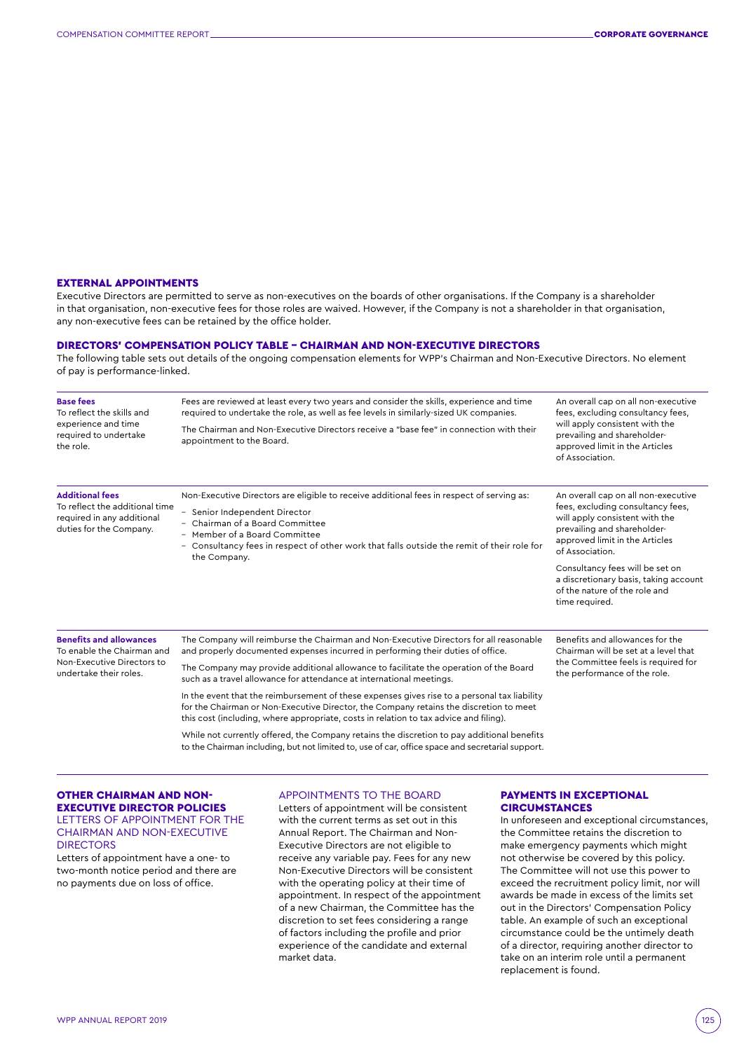## EXTERNAL APPOINTMENTS

Executive Directors are permitted to serve as non-executives on the boards of other organisations. If the Company is a shareholder in that organisation, non-executive fees for those roles are waived. However, if the Company is not a shareholder in that organisation, any non-executive fees can be retained by the office holder.

## DIRECTORS' COMPENSATION POLICY TABLE – CHAIRMAN AND NON-EXECUTIVE DIRECTORS

The following table sets out details of the ongoing compensation elements for WPP's Chairman and Non-Executive Directors. No element of pay is performance-linked.

| | | |
|---|---|---|
| **Base fees**<br>To reflect the skills and experience and time required to undertake the role. | Fees are reviewed at least every two years and consider the skills, experience and time required to undertake the role, as well as fee levels in similarly-sized UK companies.<br><br>The Chairman and Non-Executive Directors receive a "base fee" in connection with their appointment to the Board. | An overall cap on all non-executive fees, excluding consultancy fees, will apply consistent with the prevailing and shareholder-approved limit in the Articles of Association. |
| **Additional fees**<br>To reflect the additional time required in any additional duties for the Company. | Non-Executive Directors are eligible to receive additional fees in respect of serving as:<br>– Senior Independent Director<br>– Chairman of a Board Committee<br>– Member of a Board Committee<br>– Consultancy fees in respect of other work that falls outside the remit of their role for the Company. | An overall cap on all non-executive fees, excluding consultancy fees, will apply consistent with the prevailing and shareholder-approved limit in the Articles of Association.<br><br>Consultancy fees will be set on a discretionary basis, taking account of the nature of the role and time required. |
| **Benefits and allowances**<br>To enable the Chairman and Non-Executive Directors to undertake their roles. | The Company will reimburse the Chairman and Non-Executive Directors for all reasonable and properly documented expenses incurred in performing their duties of office.<br><br>The Company may provide additional allowance to facilitate the operation of the Board such as a travel allowance for attendance at international meetings.<br><br>In the event that the reimbursement of these expenses gives rise to a personal tax liability for the Chairman or Non-Executive Director, the Company retains the discretion to meet this cost (including, where appropriate, costs in relation to tax advice and filing).<br><br>While not currently offered, the Company retains the discretion to pay additional benefits to the Chairman including, but not limited to, use of car, office space and secretarial support. | Benefits and allowances for the Chairman will be set at a level that the Committee feels is required for the performance of the role. |

## OTHER CHAIRMAN AND NON-EXECUTIVE DIRECTOR POLICIES

### LETTERS OF APPOINTMENT FOR THE CHAIRMAN AND NON-EXECUTIVE DIRECTORS

Letters of appointment have a one- to two-month notice period and there are no payments due on loss of office.

### APPOINTMENTS TO THE BOARD

Letters of appointment will be consistent with the current terms as set out in this Annual Report. The Chairman and Non-Executive Directors are not eligible to receive any variable pay. Fees for any new Non-Executive Directors will be consistent with the operating policy at their time of appointment. In respect of the appointment of a new Chairman, the Committee has the discretion to set fees considering a range of factors including the profile and prior experience of the candidate and external market data.

## PAYMENTS IN EXCEPTIONAL CIRCUMSTANCES

In unforeseen and exceptional circumstances, the Committee retains the discretion to make emergency payments which might not otherwise be covered by this policy. The Committee will not use this power to exceed the recruitment policy limit, nor will awards be made in excess of the limits set out in the Directors' Compensation Policy table. An example of such an exceptional circumstance could be the untimely death of a director, requiring another director to take on an interim role until a permanent replacement is found.